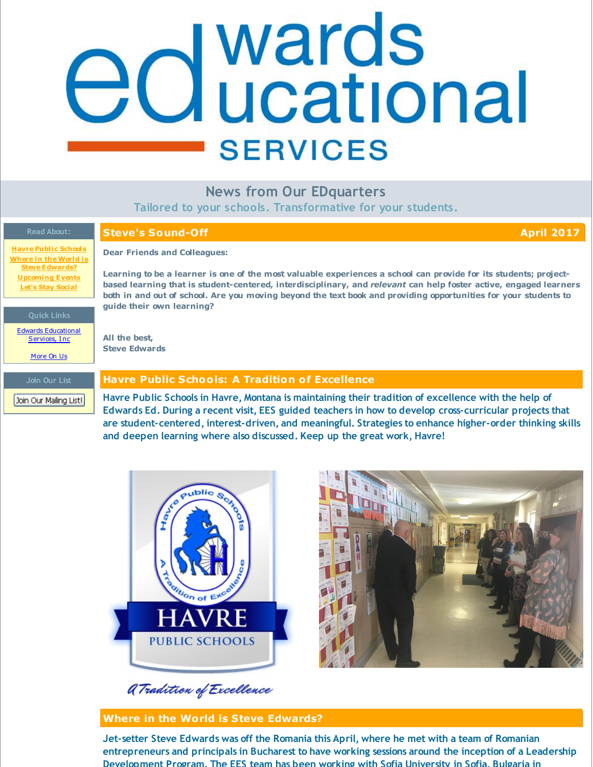# Edwards Educational Services

## News from Our EDquarters

Tailored to your schools. Transformative for your students.

**Read About:**

- Havre Public Schools
- Where in the World is Steve Edwards?
- Upcoming Events
- Let's Stay Social

**Quick Links**

- Edwards Educational Services, Inc
- More On Us

**Join Our List**

Join Our Mailing List!

## Steve's Sound-Off — April 2017

**Dear Friends and Colleagues:**

**Learning to be a learner is one of the most valuable experiences a school can provide for its students; project-based learning that is student-centered, interdisciplinary, and *relevant* can help foster active, engaged learners both in and out of school. Are you moving beyond the text book and providing opportunities for your students to guide their own learning?**

**All the best,**
**Steve Edwards**

## Havre Public Schools: A Tradition of Excellence

Havre Public Schools in Havre, Montana is maintaining their tradition of excellence with the help of Edwards Ed. During a recent visit, EES guided teachers in how to develop cross-curricular projects that are student-centered, interest-driven, and meaningful. Strategies to enhance higher-order thinking skills and deepen learning where also discussed. Keep up the great work, Havre!

## Where in the World is Steve Edwards?

Jet-setter Steve Edwards was off the Romania this April, where he met with a team of Romanian entrepreneurs and principals in Bucharest to have working sessions around the inception of a Leadership Development Program. The EES team has been working with Sofia University in Sofia, Bulgaria in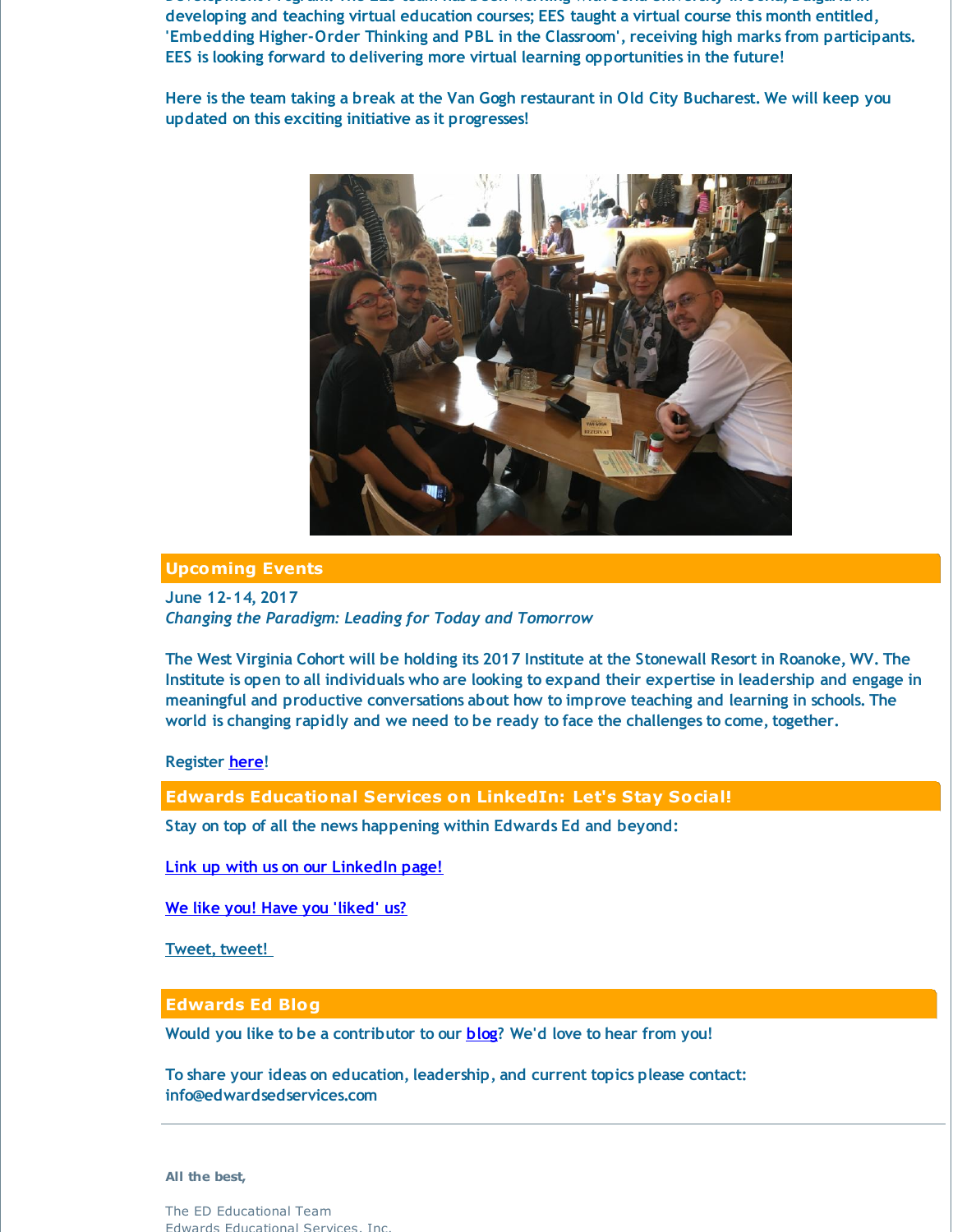developing and teaching virtual education courses; EES taught a virtual course this month entitled, 'Embedding Higher-Order Thinking and PBL in the Classroom', receiving high marks from participants. EES is looking forward to delivering more virtual learning opportunities in the future!

Here is the team taking a break at the Van Gogh restaurant in Old City Bucharest. We will keep you updated on this exciting initiative as it progresses!

## Upcoming Events

June 12-14, 2017
*Changing the Paradigm: Leading for Today and Tomorrow*

The West Virginia Cohort will be holding its 2017 Institute at the Stonewall Resort in Roanoke, WV. The Institute is open to all individuals who are looking to expand their expertise in leadership and engage in meaningful and productive conversations about how to improve teaching and learning in schools. The world is changing rapidly and we need to be ready to face the challenges to come, together.

Register here!

## Edwards Educational Services on LinkedIn: Let's Stay Social!

Stay on top of all the news happening within Edwards Ed and beyond:

Link up with us on our LinkedIn page!

We like you! Have you 'liked' us?

Tweet, tweet!

## Edwards Ed Blog

Would you like to be a contributor to our blog? We'd love to hear from you!

To share your ideas on education, leadership, and current topics please contact: info@edwardsedservices.com

---

**All the best,**

The ED Educational Team
Edwards Educational Services, Inc.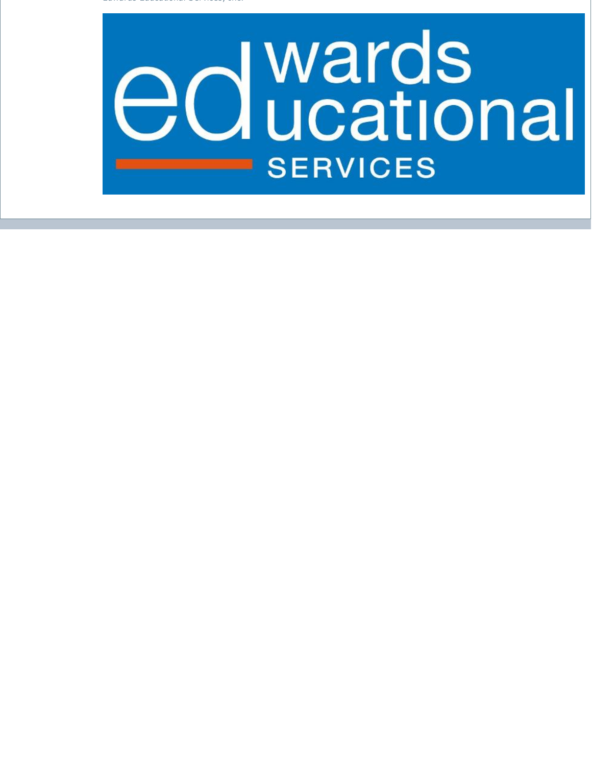edwards educational

SERVICES